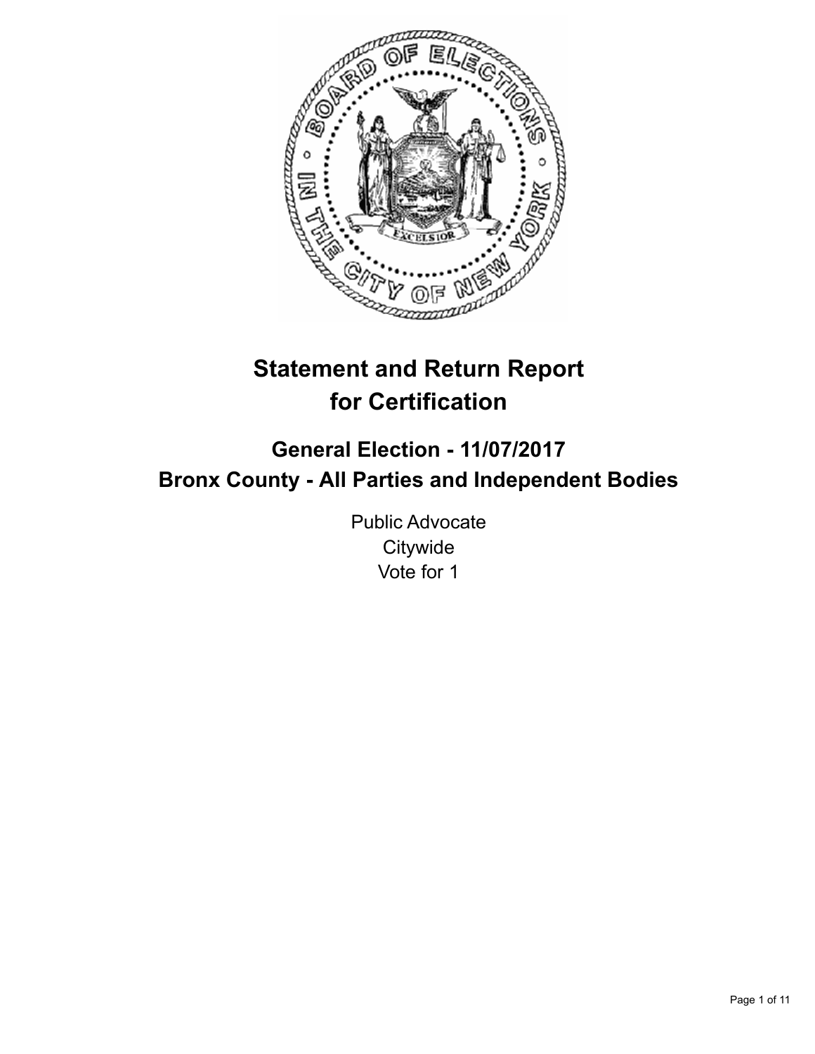# Statement and Return Report for Certification

## General Election - 11/07/2017
## Bronx County - All Parties and Independent Bodies

Public Advocate
Citywide
Vote for 1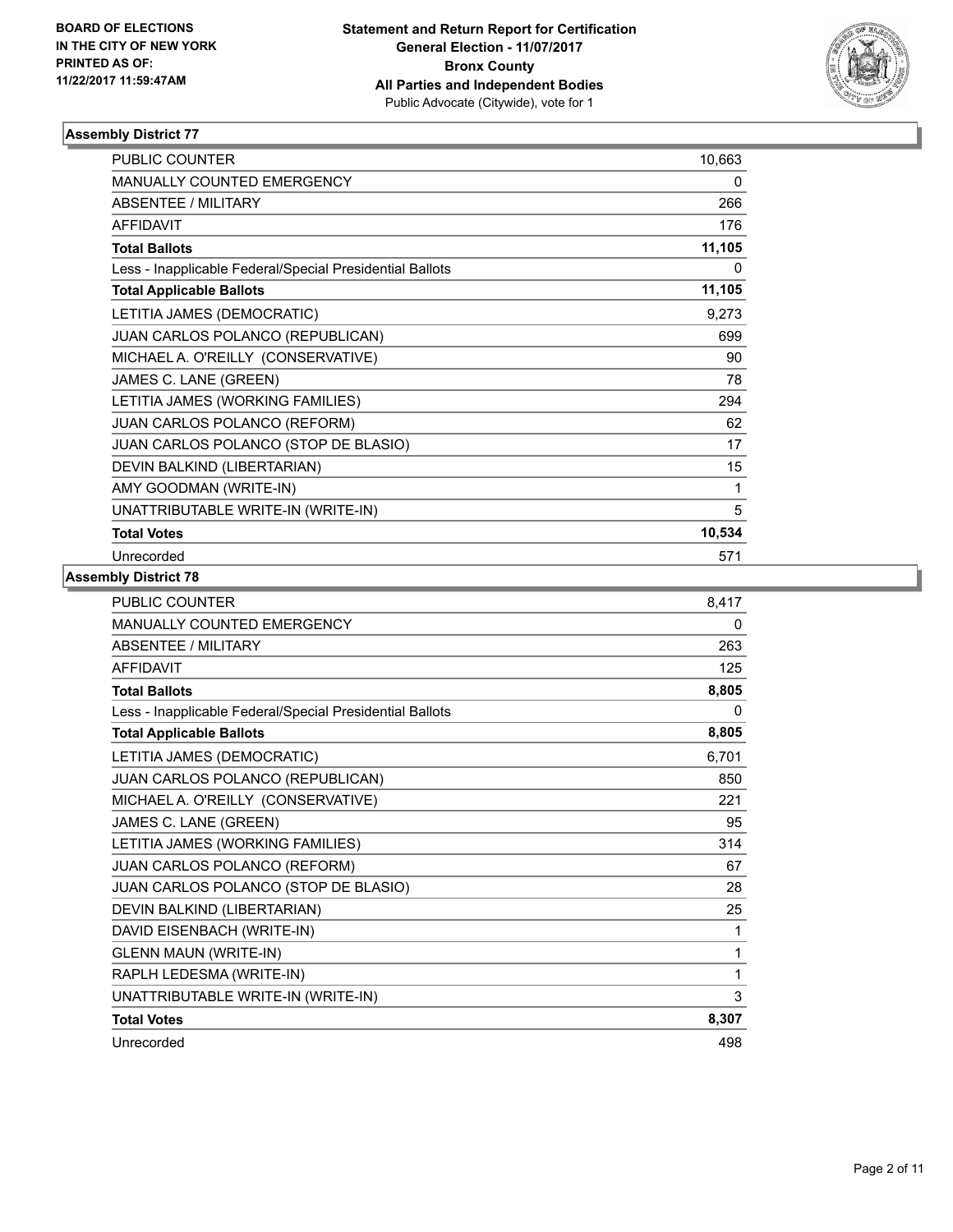BOARD OF ELECTIONS
IN THE CITY OF NEW YORK
PRINTED AS OF:
11/22/2017 11:59:47AM

**Statement and Return Report for Certification**
**General Election - 11/07/2017**
**Bronx County**
**All Parties and Independent Bodies**
Public Advocate (Citywide), vote for 1

### Assembly District 77

| | |
|---|---|
| PUBLIC COUNTER | 10,663 |
| MANUALLY COUNTED EMERGENCY | 0 |
| ABSENTEE / MILITARY | 266 |
| AFFIDAVIT | 176 |
| **Total Ballots** | **11,105** |
| Less - Inapplicable Federal/Special Presidential Ballots | 0 |
| **Total Applicable Ballots** | **11,105** |
| LETITIA JAMES (DEMOCRATIC) | 9,273 |
| JUAN CARLOS POLANCO (REPUBLICAN) | 699 |
| MICHAEL A. O'REILLY (CONSERVATIVE) | 90 |
| JAMES C. LANE (GREEN) | 78 |
| LETITIA JAMES (WORKING FAMILIES) | 294 |
| JUAN CARLOS POLANCO (REFORM) | 62 |
| JUAN CARLOS POLANCO (STOP DE BLASIO) | 17 |
| DEVIN BALKIND (LIBERTARIAN) | 15 |
| AMY GOODMAN (WRITE-IN) | 1 |
| UNATTRIBUTABLE WRITE-IN (WRITE-IN) | 5 |
| **Total Votes** | **10,534** |
| Unrecorded | 571 |

### Assembly District 78

| | |
|---|---|
| PUBLIC COUNTER | 8,417 |
| MANUALLY COUNTED EMERGENCY | 0 |
| ABSENTEE / MILITARY | 263 |
| AFFIDAVIT | 125 |
| **Total Ballots** | **8,805** |
| Less - Inapplicable Federal/Special Presidential Ballots | 0 |
| **Total Applicable Ballots** | **8,805** |
| LETITIA JAMES (DEMOCRATIC) | 6,701 |
| JUAN CARLOS POLANCO (REPUBLICAN) | 850 |
| MICHAEL A. O'REILLY (CONSERVATIVE) | 221 |
| JAMES C. LANE (GREEN) | 95 |
| LETITIA JAMES (WORKING FAMILIES) | 314 |
| JUAN CARLOS POLANCO (REFORM) | 67 |
| JUAN CARLOS POLANCO (STOP DE BLASIO) | 28 |
| DEVIN BALKIND (LIBERTARIAN) | 25 |
| DAVID EISENBACH (WRITE-IN) | 1 |
| GLENN MAUN (WRITE-IN) | 1 |
| RAPLH LEDESMA (WRITE-IN) | 1 |
| UNATTRIBUTABLE WRITE-IN (WRITE-IN) | 3 |
| **Total Votes** | **8,307** |
| Unrecorded | 498 |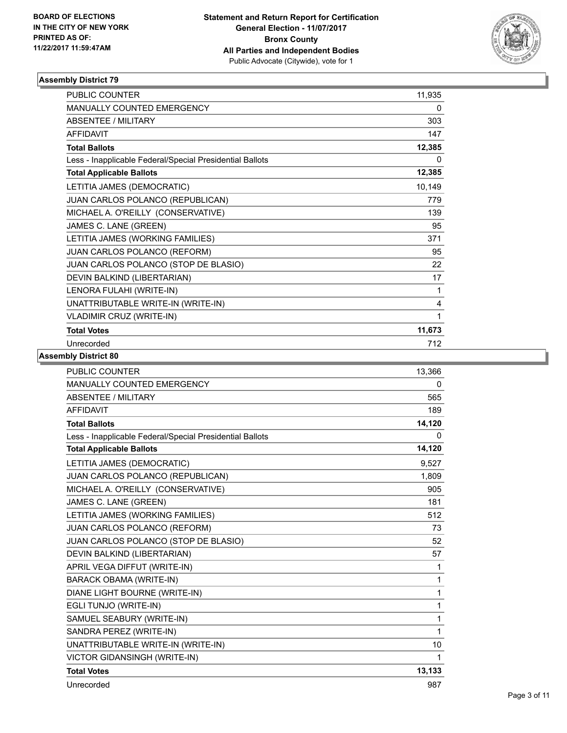BOARD OF ELECTIONS
IN THE CITY OF NEW YORK
PRINTED AS OF:
11/22/2017 11:59:47AM

**Statement and Return Report for Certification**
**General Election - 11/07/2017**
**Bronx County**
**All Parties and Independent Bodies**
Public Advocate (Citywide), vote for 1

### Assembly District 79

| | |
|---|---|
| PUBLIC COUNTER | 11,935 |
| MANUALLY COUNTED EMERGENCY | 0 |
| ABSENTEE / MILITARY | 303 |
| AFFIDAVIT | 147 |
| **Total Ballots** | **12,385** |
| Less - Inapplicable Federal/Special Presidential Ballots | 0 |
| **Total Applicable Ballots** | **12,385** |
| LETITIA JAMES (DEMOCRATIC) | 10,149 |
| JUAN CARLOS POLANCO (REPUBLICAN) | 779 |
| MICHAEL A. O'REILLY (CONSERVATIVE) | 139 |
| JAMES C. LANE (GREEN) | 95 |
| LETITIA JAMES (WORKING FAMILIES) | 371 |
| JUAN CARLOS POLANCO (REFORM) | 95 |
| JUAN CARLOS POLANCO (STOP DE BLASIO) | 22 |
| DEVIN BALKIND (LIBERTARIAN) | 17 |
| LENORA FULAHI (WRITE-IN) | 1 |
| UNATTRIBUTABLE WRITE-IN (WRITE-IN) | 4 |
| VLADIMIR CRUZ (WRITE-IN) | 1 |
| **Total Votes** | **11,673** |
| Unrecorded | 712 |

### Assembly District 80

| | |
|---|---|
| PUBLIC COUNTER | 13,366 |
| MANUALLY COUNTED EMERGENCY | 0 |
| ABSENTEE / MILITARY | 565 |
| AFFIDAVIT | 189 |
| **Total Ballots** | **14,120** |
| Less - Inapplicable Federal/Special Presidential Ballots | 0 |
| **Total Applicable Ballots** | **14,120** |
| LETITIA JAMES (DEMOCRATIC) | 9,527 |
| JUAN CARLOS POLANCO (REPUBLICAN) | 1,809 |
| MICHAEL A. O'REILLY (CONSERVATIVE) | 905 |
| JAMES C. LANE (GREEN) | 181 |
| LETITIA JAMES (WORKING FAMILIES) | 512 |
| JUAN CARLOS POLANCO (REFORM) | 73 |
| JUAN CARLOS POLANCO (STOP DE BLASIO) | 52 |
| DEVIN BALKIND (LIBERTARIAN) | 57 |
| APRIL VEGA DIFFUT (WRITE-IN) | 1 |
| BARACK OBAMA (WRITE-IN) | 1 |
| DIANE LIGHT BOURNE (WRITE-IN) | 1 |
| EGLI TUNJO (WRITE-IN) | 1 |
| SAMUEL SEABURY (WRITE-IN) | 1 |
| SANDRA PEREZ (WRITE-IN) | 1 |
| UNATTRIBUTABLE WRITE-IN (WRITE-IN) | 10 |
| VICTOR GIDANSINGH (WRITE-IN) | 1 |
| **Total Votes** | **13,133** |
| Unrecorded | 987 |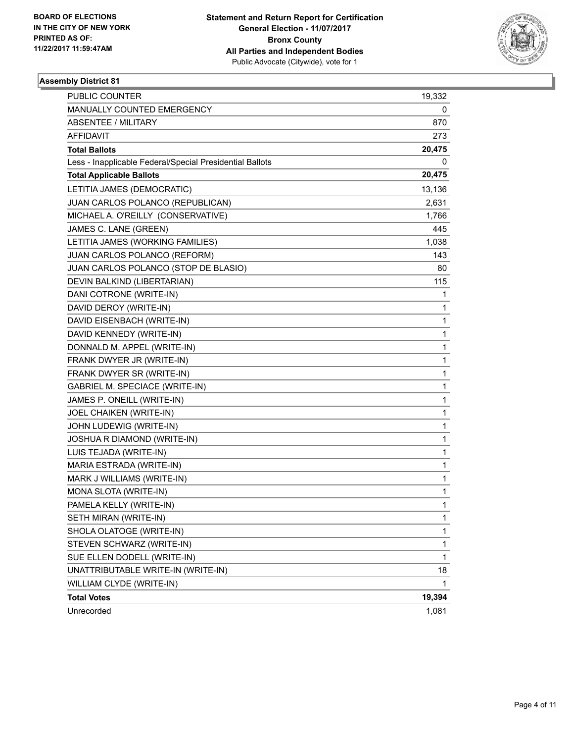**BOARD OF ELECTIONS IN THE CITY OF NEW YORK PRINTED AS OF: 11/22/2017 11:59:47AM**

**Statement and Return Report for Certification**
**General Election - 11/07/2017**
**Bronx County**
**All Parties and Independent Bodies**
Public Advocate (Citywide), vote for 1

### Assembly District 81

| | |
|---|---|
| PUBLIC COUNTER | 19,332 |
| MANUALLY COUNTED EMERGENCY | 0 |
| ABSENTEE / MILITARY | 870 |
| AFFIDAVIT | 273 |
| **Total Ballots** | **20,475** |
| Less - Inapplicable Federal/Special Presidential Ballots | 0 |
| **Total Applicable Ballots** | **20,475** |
| LETITIA JAMES (DEMOCRATIC) | 13,136 |
| JUAN CARLOS POLANCO (REPUBLICAN) | 2,631 |
| MICHAEL A. O'REILLY (CONSERVATIVE) | 1,766 |
| JAMES C. LANE (GREEN) | 445 |
| LETITIA JAMES (WORKING FAMILIES) | 1,038 |
| JUAN CARLOS POLANCO (REFORM) | 143 |
| JUAN CARLOS POLANCO (STOP DE BLASIO) | 80 |
| DEVIN BALKIND (LIBERTARIAN) | 115 |
| DANI COTRONE (WRITE-IN) | 1 |
| DAVID DEROY (WRITE-IN) | 1 |
| DAVID EISENBACH (WRITE-IN) | 1 |
| DAVID KENNEDY (WRITE-IN) | 1 |
| DONNALD M. APPEL (WRITE-IN) | 1 |
| FRANK DWYER JR (WRITE-IN) | 1 |
| FRANK DWYER SR (WRITE-IN) | 1 |
| GABRIEL M. SPECIACE (WRITE-IN) | 1 |
| JAMES P. ONEILL (WRITE-IN) | 1 |
| JOEL CHAIKEN (WRITE-IN) | 1 |
| JOHN LUDEWIG (WRITE-IN) | 1 |
| JOSHUA R DIAMOND (WRITE-IN) | 1 |
| LUIS TEJADA (WRITE-IN) | 1 |
| MARIA ESTRADA (WRITE-IN) | 1 |
| MARK J WILLIAMS (WRITE-IN) | 1 |
| MONA SLOTA (WRITE-IN) | 1 |
| PAMELA KELLY (WRITE-IN) | 1 |
| SETH MIRAN (WRITE-IN) | 1 |
| SHOLA OLATOGE (WRITE-IN) | 1 |
| STEVEN SCHWARZ (WRITE-IN) | 1 |
| SUE ELLEN DODELL (WRITE-IN) | 1 |
| UNATTRIBUTABLE WRITE-IN (WRITE-IN) | 18 |
| WILLIAM CLYDE (WRITE-IN) | 1 |
| **Total Votes** | **19,394** |
| Unrecorded | 1,081 |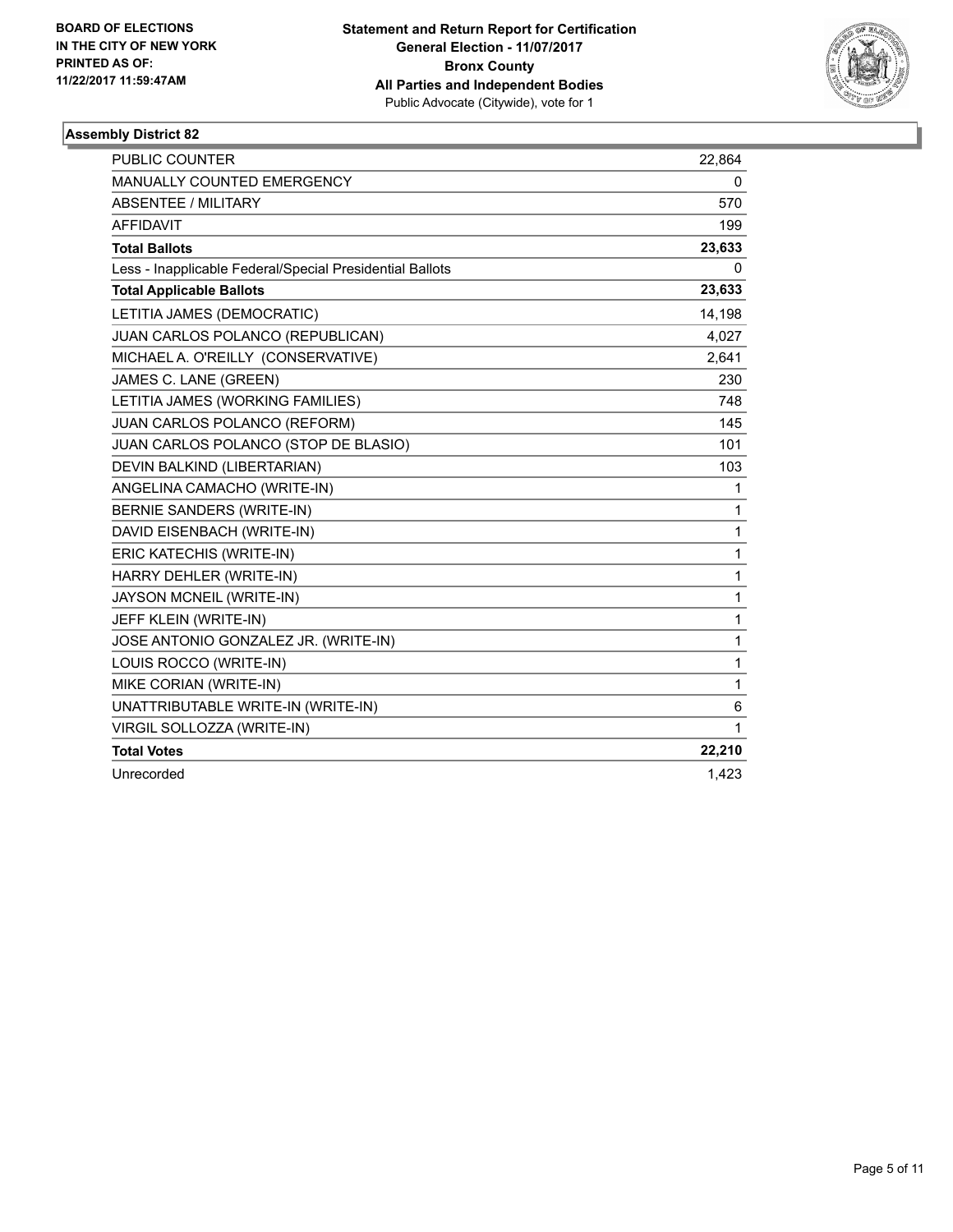**BOARD OF ELECTIONS IN THE CITY OF NEW YORK PRINTED AS OF: 11/22/2017 11:59:47AM**

**Statement and Return Report for Certification**
**General Election - 11/07/2017**
**Bronx County**
**All Parties and Independent Bodies**
Public Advocate (Citywide), vote for 1

## Assembly District 82

| | |
|---|---|
| PUBLIC COUNTER | 22,864 |
| MANUALLY COUNTED EMERGENCY | 0 |
| ABSENTEE / MILITARY | 570 |
| AFFIDAVIT | 199 |
| **Total Ballots** | **23,633** |
| Less - Inapplicable Federal/Special Presidential Ballots | 0 |
| **Total Applicable Ballots** | **23,633** |
| LETITIA JAMES (DEMOCRATIC) | 14,198 |
| JUAN CARLOS POLANCO (REPUBLICAN) | 4,027 |
| MICHAEL A. O'REILLY (CONSERVATIVE) | 2,641 |
| JAMES C. LANE (GREEN) | 230 |
| LETITIA JAMES (WORKING FAMILIES) | 748 |
| JUAN CARLOS POLANCO (REFORM) | 145 |
| JUAN CARLOS POLANCO (STOP DE BLASIO) | 101 |
| DEVIN BALKIND (LIBERTARIAN) | 103 |
| ANGELINA CAMACHO (WRITE-IN) | 1 |
| BERNIE SANDERS (WRITE-IN) | 1 |
| DAVID EISENBACH (WRITE-IN) | 1 |
| ERIC KATECHIS (WRITE-IN) | 1 |
| HARRY DEHLER (WRITE-IN) | 1 |
| JAYSON MCNEIL (WRITE-IN) | 1 |
| JEFF KLEIN (WRITE-IN) | 1 |
| JOSE ANTONIO GONZALEZ JR. (WRITE-IN) | 1 |
| LOUIS ROCCO (WRITE-IN) | 1 |
| MIKE CORIAN (WRITE-IN) | 1 |
| UNATTRIBUTABLE WRITE-IN (WRITE-IN) | 6 |
| VIRGIL SOLLOZZA (WRITE-IN) | 1 |
| **Total Votes** | **22,210** |
| Unrecorded | 1,423 |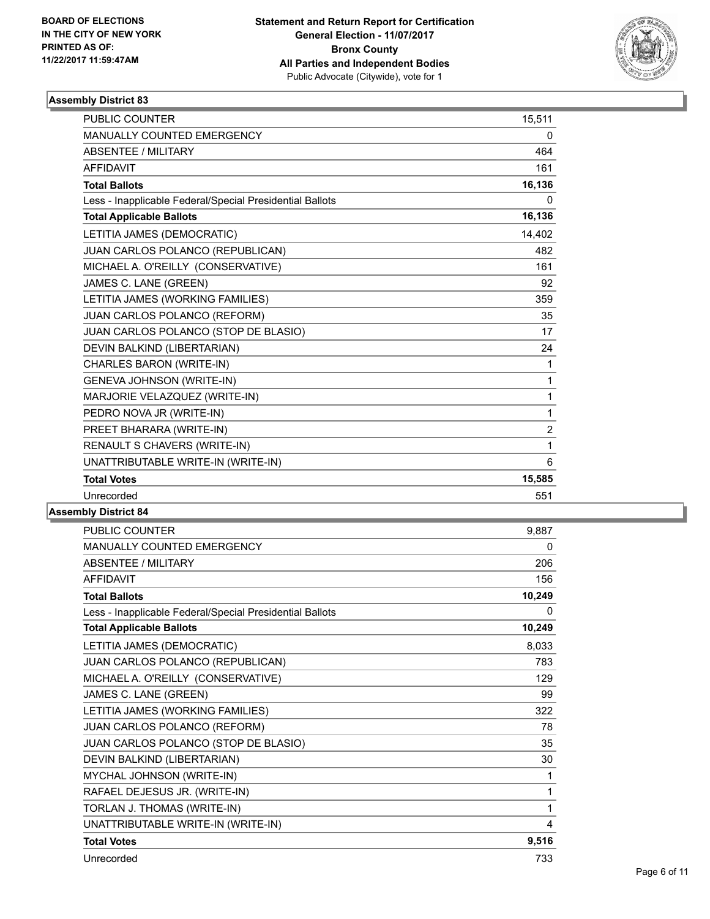**BOARD OF ELECTIONS IN THE CITY OF NEW YORK PRINTED AS OF: 11/22/2017 11:59:47AM**

**Statement and Return Report for Certification General Election - 11/07/2017 Bronx County All Parties and Independent Bodies**
Public Advocate (Citywide), vote for 1

### Assembly District 83

| | |
|---|---|
| PUBLIC COUNTER | 15,511 |
| MANUALLY COUNTED EMERGENCY | 0 |
| ABSENTEE / MILITARY | 464 |
| AFFIDAVIT | 161 |
| **Total Ballots** | **16,136** |
| Less - Inapplicable Federal/Special Presidential Ballots | 0 |
| **Total Applicable Ballots** | **16,136** |
| LETITIA JAMES (DEMOCRATIC) | 14,402 |
| JUAN CARLOS POLANCO (REPUBLICAN) | 482 |
| MICHAEL A. O'REILLY (CONSERVATIVE) | 161 |
| JAMES C. LANE (GREEN) | 92 |
| LETITIA JAMES (WORKING FAMILIES) | 359 |
| JUAN CARLOS POLANCO (REFORM) | 35 |
| JUAN CARLOS POLANCO (STOP DE BLASIO) | 17 |
| DEVIN BALKIND (LIBERTARIAN) | 24 |
| CHARLES BARON (WRITE-IN) | 1 |
| GENEVA JOHNSON (WRITE-IN) | 1 |
| MARJORIE VELAZQUEZ (WRITE-IN) | 1 |
| PEDRO NOVA JR (WRITE-IN) | 1 |
| PREET BHARARA (WRITE-IN) | 2 |
| RENAULT S CHAVERS (WRITE-IN) | 1 |
| UNATTRIBUTABLE WRITE-IN (WRITE-IN) | 6 |
| **Total Votes** | **15,585** |
| Unrecorded | 551 |

### Assembly District 84

| | |
|---|---|
| PUBLIC COUNTER | 9,887 |
| MANUALLY COUNTED EMERGENCY | 0 |
| ABSENTEE / MILITARY | 206 |
| AFFIDAVIT | 156 |
| **Total Ballots** | **10,249** |
| Less - Inapplicable Federal/Special Presidential Ballots | 0 |
| **Total Applicable Ballots** | **10,249** |
| LETITIA JAMES (DEMOCRATIC) | 8,033 |
| JUAN CARLOS POLANCO (REPUBLICAN) | 783 |
| MICHAEL A. O'REILLY (CONSERVATIVE) | 129 |
| JAMES C. LANE (GREEN) | 99 |
| LETITIA JAMES (WORKING FAMILIES) | 322 |
| JUAN CARLOS POLANCO (REFORM) | 78 |
| JUAN CARLOS POLANCO (STOP DE BLASIO) | 35 |
| DEVIN BALKIND (LIBERTARIAN) | 30 |
| MYCHAL JOHNSON (WRITE-IN) | 1 |
| RAFAEL DEJESUS JR. (WRITE-IN) | 1 |
| TORLAN J. THOMAS (WRITE-IN) | 1 |
| UNATTRIBUTABLE WRITE-IN (WRITE-IN) | 4 |
| **Total Votes** | **9,516** |
| Unrecorded | 733 |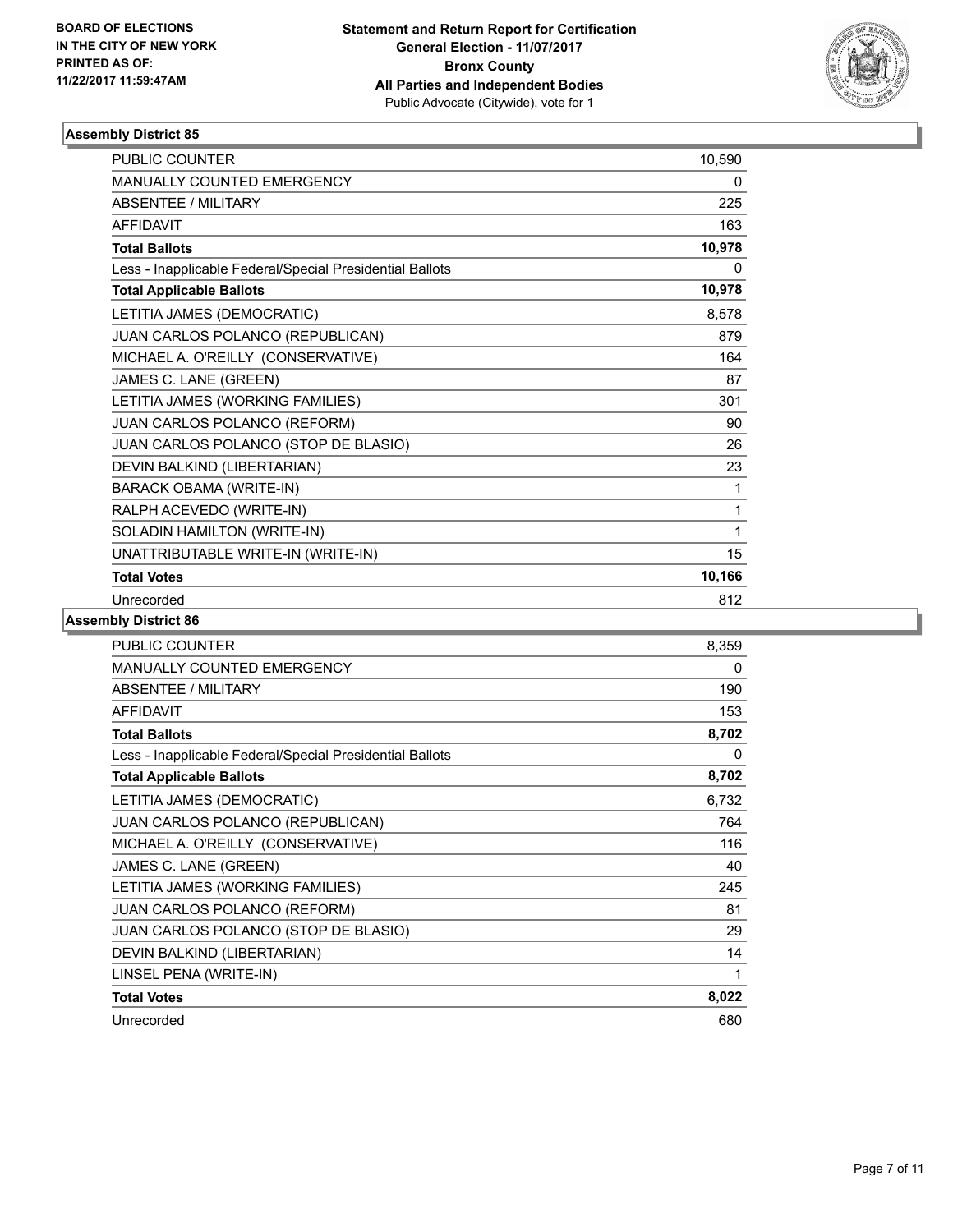**BOARD OF ELECTIONS IN THE CITY OF NEW YORK PRINTED AS OF: 11/22/2017 11:59:47AM**

**Statement and Return Report for Certification General Election - 11/07/2017 Bronx County All Parties and Independent Bodies**
Public Advocate (Citywide), vote for 1

### Assembly District 85

| | |
|---|---|
| PUBLIC COUNTER | 10,590 |
| MANUALLY COUNTED EMERGENCY | 0 |
| ABSENTEE / MILITARY | 225 |
| AFFIDAVIT | 163 |
| **Total Ballots** | **10,978** |
| Less - Inapplicable Federal/Special Presidential Ballots | 0 |
| **Total Applicable Ballots** | **10,978** |
| LETITIA JAMES (DEMOCRATIC) | 8,578 |
| JUAN CARLOS POLANCO (REPUBLICAN) | 879 |
| MICHAEL A. O'REILLY (CONSERVATIVE) | 164 |
| JAMES C. LANE (GREEN) | 87 |
| LETITIA JAMES (WORKING FAMILIES) | 301 |
| JUAN CARLOS POLANCO (REFORM) | 90 |
| JUAN CARLOS POLANCO (STOP DE BLASIO) | 26 |
| DEVIN BALKIND (LIBERTARIAN) | 23 |
| BARACK OBAMA (WRITE-IN) | 1 |
| RALPH ACEVEDO (WRITE-IN) | 1 |
| SOLADIN HAMILTON (WRITE-IN) | 1 |
| UNATTRIBUTABLE WRITE-IN (WRITE-IN) | 15 |
| **Total Votes** | **10,166** |
| Unrecorded | 812 |

### Assembly District 86

| | |
|---|---|
| PUBLIC COUNTER | 8,359 |
| MANUALLY COUNTED EMERGENCY | 0 |
| ABSENTEE / MILITARY | 190 |
| AFFIDAVIT | 153 |
| **Total Ballots** | **8,702** |
| Less - Inapplicable Federal/Special Presidential Ballots | 0 |
| **Total Applicable Ballots** | **8,702** |
| LETITIA JAMES (DEMOCRATIC) | 6,732 |
| JUAN CARLOS POLANCO (REPUBLICAN) | 764 |
| MICHAEL A. O'REILLY (CONSERVATIVE) | 116 |
| JAMES C. LANE (GREEN) | 40 |
| LETITIA JAMES (WORKING FAMILIES) | 245 |
| JUAN CARLOS POLANCO (REFORM) | 81 |
| JUAN CARLOS POLANCO (STOP DE BLASIO) | 29 |
| DEVIN BALKIND (LIBERTARIAN) | 14 |
| LINSEL PENA (WRITE-IN) | 1 |
| **Total Votes** | **8,022** |
| Unrecorded | 680 |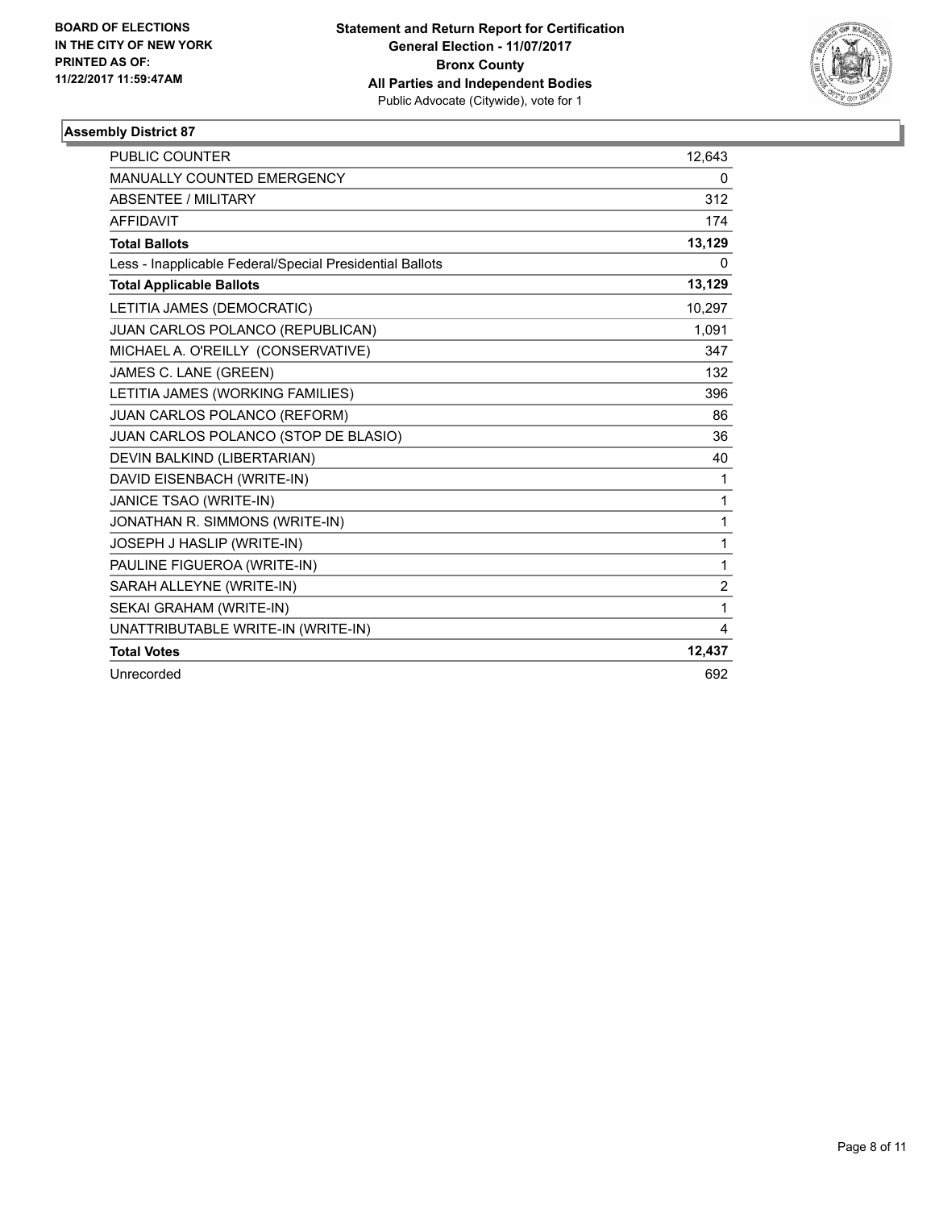BOARD OF ELECTIONS
IN THE CITY OF NEW YORK
PRINTED AS OF:
11/22/2017 11:59:47AM

**Statement and Return Report for Certification**
**General Election - 11/07/2017**
**Bronx County**
**All Parties and Independent Bodies**
Public Advocate (Citywide), vote for 1

### Assembly District 87

| | |
|---|---|
| PUBLIC COUNTER | 12,643 |
| MANUALLY COUNTED EMERGENCY | 0 |
| ABSENTEE / MILITARY | 312 |
| AFFIDAVIT | 174 |
| **Total Ballots** | **13,129** |
| Less - Inapplicable Federal/Special Presidential Ballots | 0 |
| **Total Applicable Ballots** | **13,129** |
| LETITIA JAMES (DEMOCRATIC) | 10,297 |
| JUAN CARLOS POLANCO (REPUBLICAN) | 1,091 |
| MICHAEL A. O'REILLY (CONSERVATIVE) | 347 |
| JAMES C. LANE (GREEN) | 132 |
| LETITIA JAMES (WORKING FAMILIES) | 396 |
| JUAN CARLOS POLANCO (REFORM) | 86 |
| JUAN CARLOS POLANCO (STOP DE BLASIO) | 36 |
| DEVIN BALKIND (LIBERTARIAN) | 40 |
| DAVID EISENBACH (WRITE-IN) | 1 |
| JANICE TSAO (WRITE-IN) | 1 |
| JONATHAN R. SIMMONS (WRITE-IN) | 1 |
| JOSEPH J HASLIP (WRITE-IN) | 1 |
| PAULINE FIGUEROA (WRITE-IN) | 1 |
| SARAH ALLEYNE (WRITE-IN) | 2 |
| SEKAI GRAHAM (WRITE-IN) | 1 |
| UNATTRIBUTABLE WRITE-IN (WRITE-IN) | 4 |
| **Total Votes** | **12,437** |
| Unrecorded | 692 |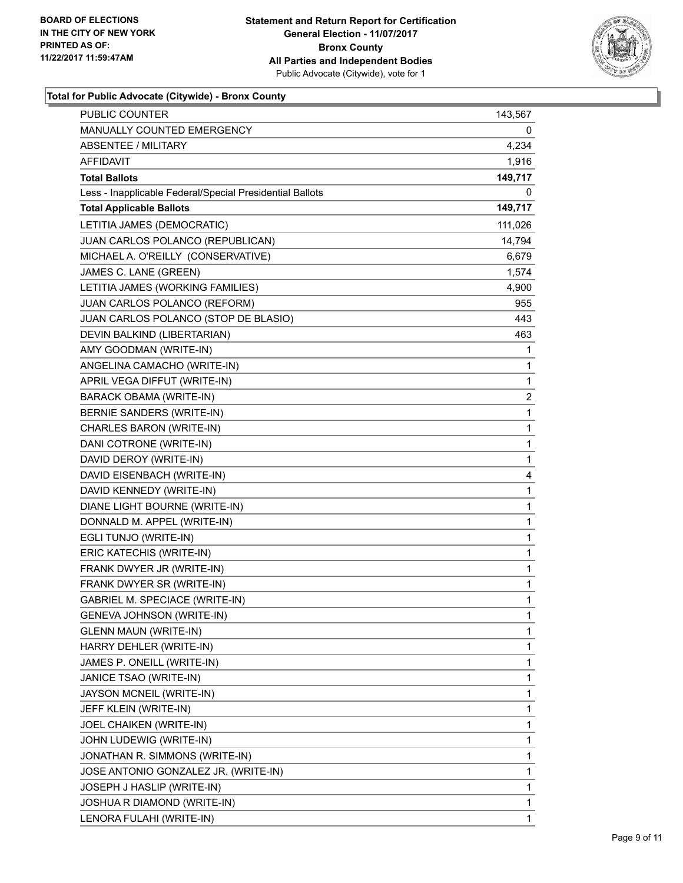BOARD OF ELECTIONS
IN THE CITY OF NEW YORK
PRINTED AS OF:
11/22/2017 11:59:47AM

**Statement and Return Report for Certification**
**General Election - 11/07/2017**
**Bronx County**
**All Parties and Independent Bodies**
Public Advocate (Citywide), vote for 1

**Total for Public Advocate (Citywide) - Bronx County**

| | |
|---|---|
| PUBLIC COUNTER | 143,567 |
| MANUALLY COUNTED EMERGENCY | 0 |
| ABSENTEE / MILITARY | 4,234 |
| AFFIDAVIT | 1,916 |
| **Total Ballots** | **149,717** |
| Less - Inapplicable Federal/Special Presidential Ballots | 0 |
| **Total Applicable Ballots** | **149,717** |
| LETITIA JAMES (DEMOCRATIC) | 111,026 |
| JUAN CARLOS POLANCO (REPUBLICAN) | 14,794 |
| MICHAEL A. O'REILLY (CONSERVATIVE) | 6,679 |
| JAMES C. LANE (GREEN) | 1,574 |
| LETITIA JAMES (WORKING FAMILIES) | 4,900 |
| JUAN CARLOS POLANCO (REFORM) | 955 |
| JUAN CARLOS POLANCO (STOP DE BLASIO) | 443 |
| DEVIN BALKIND (LIBERTARIAN) | 463 |
| AMY GOODMAN (WRITE-IN) | 1 |
| ANGELINA CAMACHO (WRITE-IN) | 1 |
| APRIL VEGA DIFFUT (WRITE-IN) | 1 |
| BARACK OBAMA (WRITE-IN) | 2 |
| BERNIE SANDERS (WRITE-IN) | 1 |
| CHARLES BARON (WRITE-IN) | 1 |
| DANI COTRONE (WRITE-IN) | 1 |
| DAVID DEROY (WRITE-IN) | 1 |
| DAVID EISENBACH (WRITE-IN) | 4 |
| DAVID KENNEDY (WRITE-IN) | 1 |
| DIANE LIGHT BOURNE (WRITE-IN) | 1 |
| DONNALD M. APPEL (WRITE-IN) | 1 |
| EGLI TUNJO (WRITE-IN) | 1 |
| ERIC KATECHIS (WRITE-IN) | 1 |
| FRANK DWYER JR (WRITE-IN) | 1 |
| FRANK DWYER SR (WRITE-IN) | 1 |
| GABRIEL M. SPECIACE (WRITE-IN) | 1 |
| GENEVA JOHNSON (WRITE-IN) | 1 |
| GLENN MAUN (WRITE-IN) | 1 |
| HARRY DEHLER (WRITE-IN) | 1 |
| JAMES P. ONEILL (WRITE-IN) | 1 |
| JANICE TSAO (WRITE-IN) | 1 |
| JAYSON MCNEIL (WRITE-IN) | 1 |
| JEFF KLEIN (WRITE-IN) | 1 |
| JOEL CHAIKEN (WRITE-IN) | 1 |
| JOHN LUDEWIG (WRITE-IN) | 1 |
| JONATHAN R. SIMMONS (WRITE-IN) | 1 |
| JOSE ANTONIO GONZALEZ JR. (WRITE-IN) | 1 |
| JOSEPH J HASLIP (WRITE-IN) | 1 |
| JOSHUA R DIAMOND (WRITE-IN) | 1 |
| LENORA FULAHI (WRITE-IN) | 1 |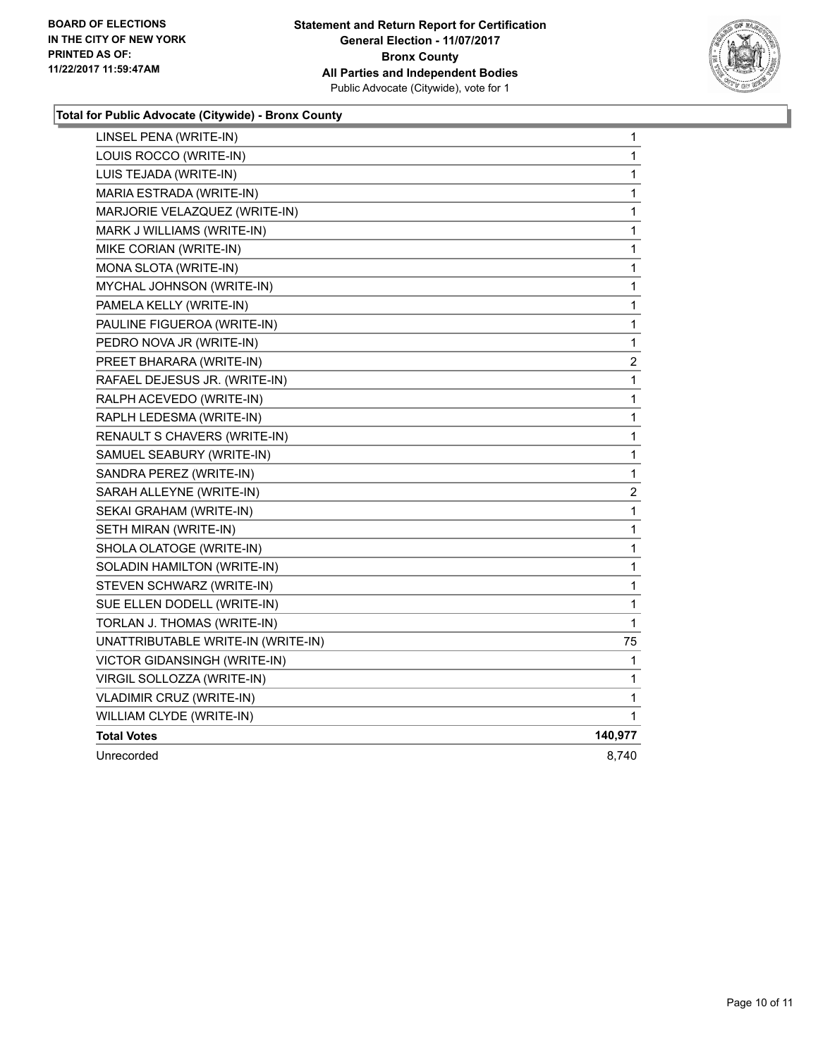**BOARD OF ELECTIONS IN THE CITY OF NEW YORK PRINTED AS OF: 11/22/2017 11:59:47AM**

**Statement and Return Report for Certification General Election - 11/07/2017 Bronx County All Parties and Independent Bodies**
Public Advocate (Citywide), vote for 1

**Total for Public Advocate (Citywide) - Bronx County**

| Candidate | Votes |
|---|---|
| LINSEL PENA (WRITE-IN) | 1 |
| LOUIS ROCCO (WRITE-IN) | 1 |
| LUIS TEJADA (WRITE-IN) | 1 |
| MARIA ESTRADA (WRITE-IN) | 1 |
| MARJORIE VELAZQUEZ (WRITE-IN) | 1 |
| MARK J WILLIAMS (WRITE-IN) | 1 |
| MIKE CORIAN (WRITE-IN) | 1 |
| MONA SLOTA (WRITE-IN) | 1 |
| MYCHAL JOHNSON (WRITE-IN) | 1 |
| PAMELA KELLY (WRITE-IN) | 1 |
| PAULINE FIGUEROA (WRITE-IN) | 1 |
| PEDRO NOVA JR (WRITE-IN) | 1 |
| PREET BHARARA (WRITE-IN) | 2 |
| RAFAEL DEJESUS JR. (WRITE-IN) | 1 |
| RALPH ACEVEDO (WRITE-IN) | 1 |
| RAPLH LEDESMA (WRITE-IN) | 1 |
| RENAULT S CHAVERS (WRITE-IN) | 1 |
| SAMUEL SEABURY (WRITE-IN) | 1 |
| SANDRA PEREZ (WRITE-IN) | 1 |
| SARAH ALLEYNE (WRITE-IN) | 2 |
| SEKAI GRAHAM (WRITE-IN) | 1 |
| SETH MIRAN (WRITE-IN) | 1 |
| SHOLA OLATOGE (WRITE-IN) | 1 |
| SOLADIN HAMILTON (WRITE-IN) | 1 |
| STEVEN SCHWARZ (WRITE-IN) | 1 |
| SUE ELLEN DODELL (WRITE-IN) | 1 |
| TORLAN J. THOMAS (WRITE-IN) | 1 |
| UNATTRIBUTABLE WRITE-IN (WRITE-IN) | 75 |
| VICTOR GIDANSINGH (WRITE-IN) | 1 |
| VIRGIL SOLLOZZA (WRITE-IN) | 1 |
| VLADIMIR CRUZ (WRITE-IN) | 1 |
| WILLIAM CLYDE (WRITE-IN) | 1 |
| **Total Votes** | **140,977** |
| Unrecorded | 8,740 |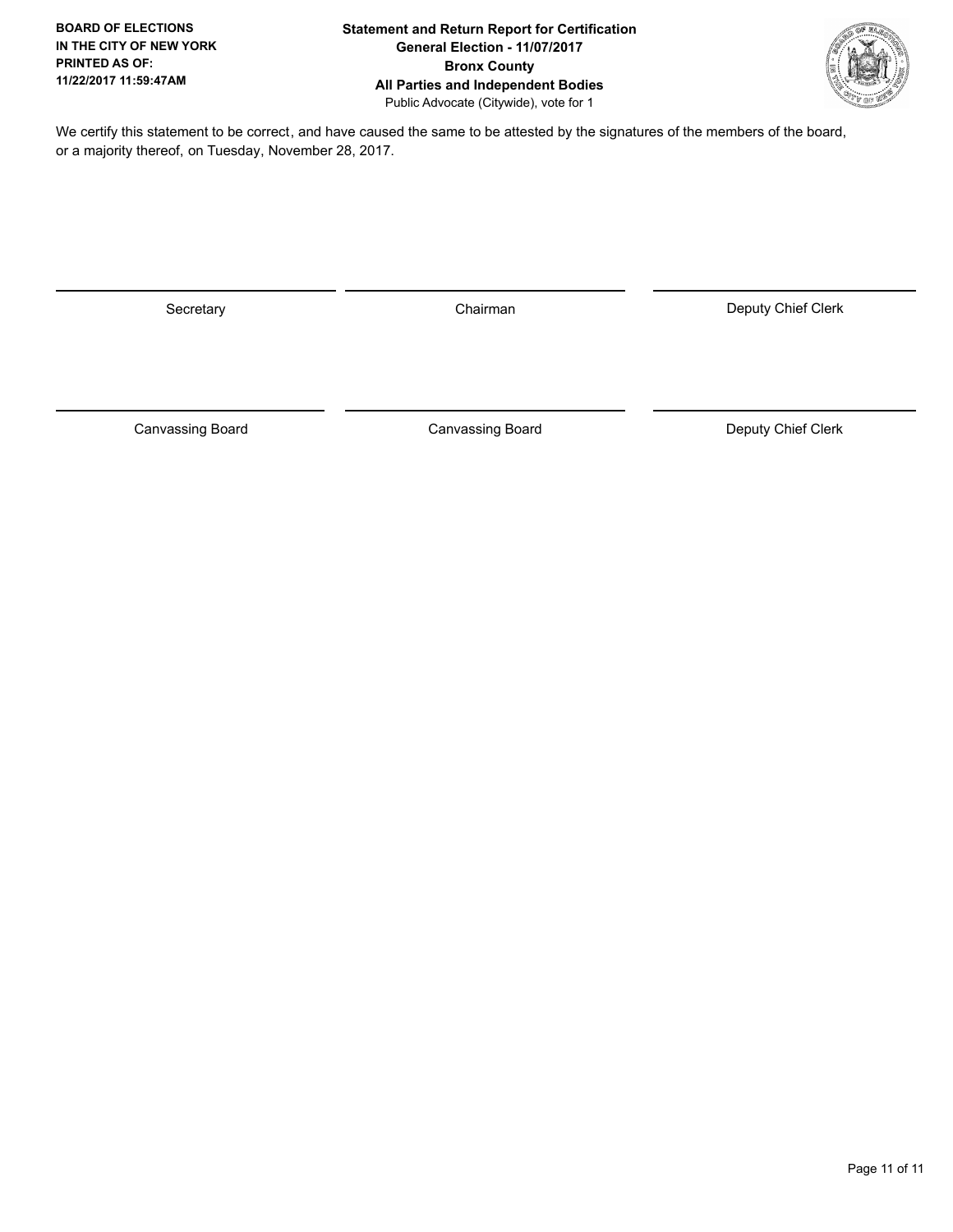We certify this statement to be correct, and have caused the same to be attested by the signatures of the members of the board, or a majority thereof, on Tuesday, November 28, 2017.

| | | |
|---|---|---|
| Secretary | Chairman | Deputy Chief Clerk |
| Canvassing Board | Canvassing Board | Deputy Chief Clerk |